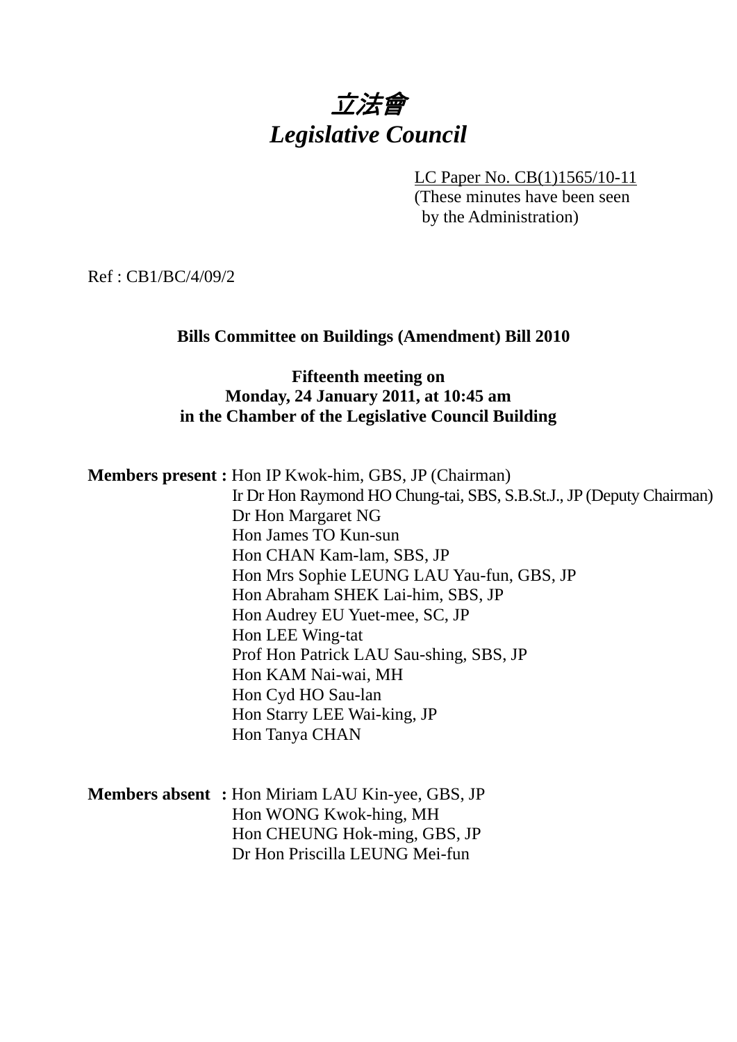# *立法會*
# *Legislative Council*

LC Paper No. CB(1)1565/10-11
(These minutes have been seen by the Administration)

Ref : CB1/BC/4/09/2

**Bills Committee on Buildings (Amendment) Bill 2010**

**Fifteenth meeting on**
**Monday, 24 January 2011, at 10:45 am**
**in the Chamber of the Legislative Council Building**

**Members present :** Hon IP Kwok-him, GBS, JP (Chairman)
Ir Dr Hon Raymond HO Chung-tai, SBS, S.B.St.J., JP (Deputy Chairman)
Dr Hon Margaret NG
Hon James TO Kun-sun
Hon CHAN Kam-lam, SBS, JP
Hon Mrs Sophie LEUNG LAU Yau-fun, GBS, JP
Hon Abraham SHEK Lai-him, SBS, JP
Hon Audrey EU Yuet-mee, SC, JP
Hon LEE Wing-tat
Prof Hon Patrick LAU Sau-shing, SBS, JP
Hon KAM Nai-wai, MH
Hon Cyd HO Sau-lan
Hon Starry LEE Wai-king, JP
Hon Tanya CHAN

**Members absent :** Hon Miriam LAU Kin-yee, GBS, JP
Hon WONG Kwok-hing, MH
Hon CHEUNG Hok-ming, GBS, JP
Dr Hon Priscilla LEUNG Mei-fun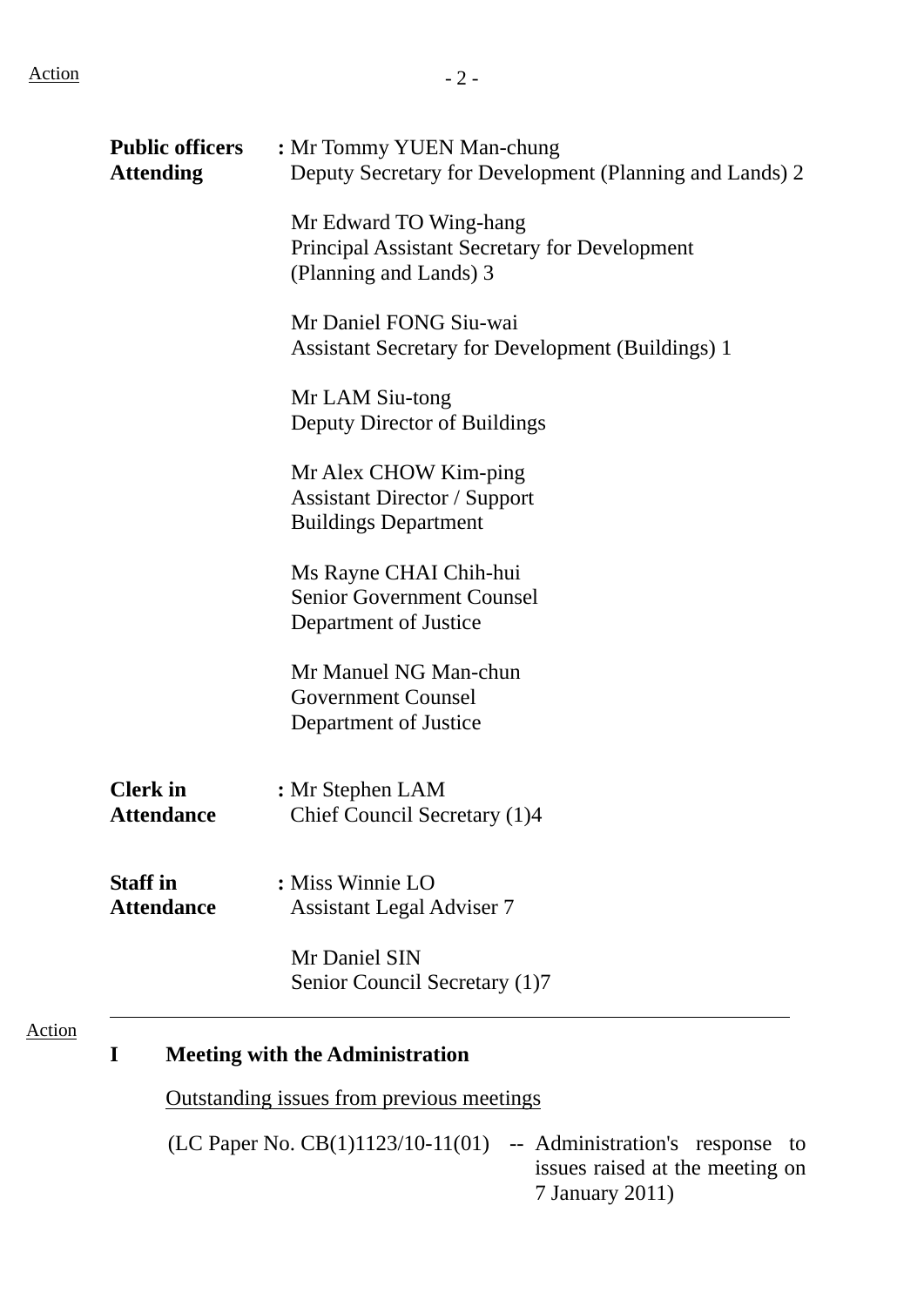**Public officers Attending** : Mr Tommy YUEN Man-chung
Deputy Secretary for Development (Planning and Lands) 2

Mr Edward TO Wing-hang
Principal Assistant Secretary for Development (Planning and Lands) 3

Mr Daniel FONG Siu-wai
Assistant Secretary for Development (Buildings) 1

Mr LAM Siu-tong
Deputy Director of Buildings

Mr Alex CHOW Kim-ping
Assistant Director / Support
Buildings Department

Ms Rayne CHAI Chih-hui
Senior Government Counsel
Department of Justice

Mr Manuel NG Man-chun
Government Counsel
Department of Justice

**Clerk in Attendance** : Mr Stephen LAM
Chief Council Secretary (1)4

**Staff in Attendance** : Miss Winnie LO
Assistant Legal Adviser 7

Mr Daniel SIN
Senior Council Secretary (1)7

---

Action

## I Meeting with the Administration

Outstanding issues from previous meetings

(LC Paper No. CB(1)1123/10-11(01) -- Administration's response to issues raised at the meeting on 7 January 2011)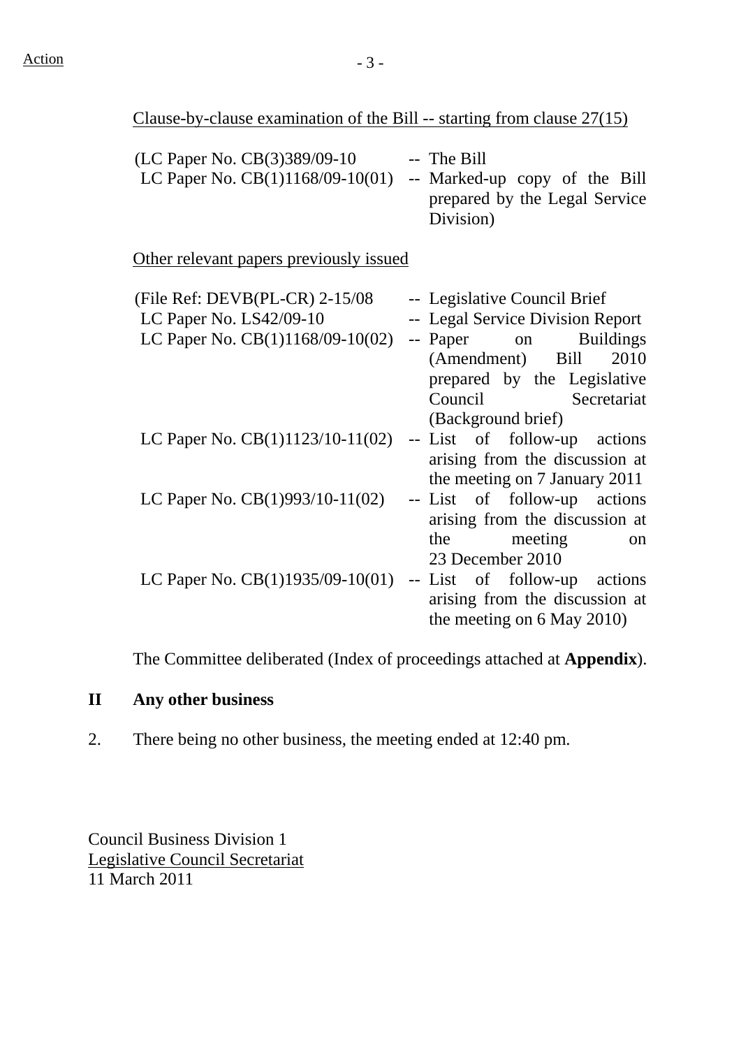Action

Clause-by-clause examination of the Bill -- starting from clause 27(15)

| | |
|---|---|
| (LC Paper No. CB(3)389/09-10 | -- The Bill |
| LC Paper No. CB(1)1168/09-10(01) | -- Marked-up copy of the Bill prepared by the Legal Service Division) |

Other relevant papers previously issued

| | |
|---|---|
| (File Ref: DEVB(PL-CR) 2-15/08 | -- Legislative Council Brief |
| LC Paper No. LS42/09-10 | -- Legal Service Division Report |
| LC Paper No. CB(1)1168/09-10(02) | -- Paper on Buildings (Amendment) Bill 2010 prepared by the Legislative Council Secretariat (Background brief) |
| LC Paper No. CB(1)1123/10-11(02) | -- List of follow-up actions arising from the discussion at the meeting on 7 January 2011 |
| LC Paper No. CB(1)993/10-11(02) | -- List of follow-up actions arising from the discussion at the meeting on 23 December 2010 |
| LC Paper No. CB(1)1935/09-10(01) | -- List of follow-up actions arising from the discussion at the meeting on 6 May 2010) |

The Committee deliberated (Index of proceedings attached at **Appendix**).

## II Any other business

2. There being no other business, the meeting ended at 12:40 pm.

Council Business Division 1
Legislative Council Secretariat
11 March 2011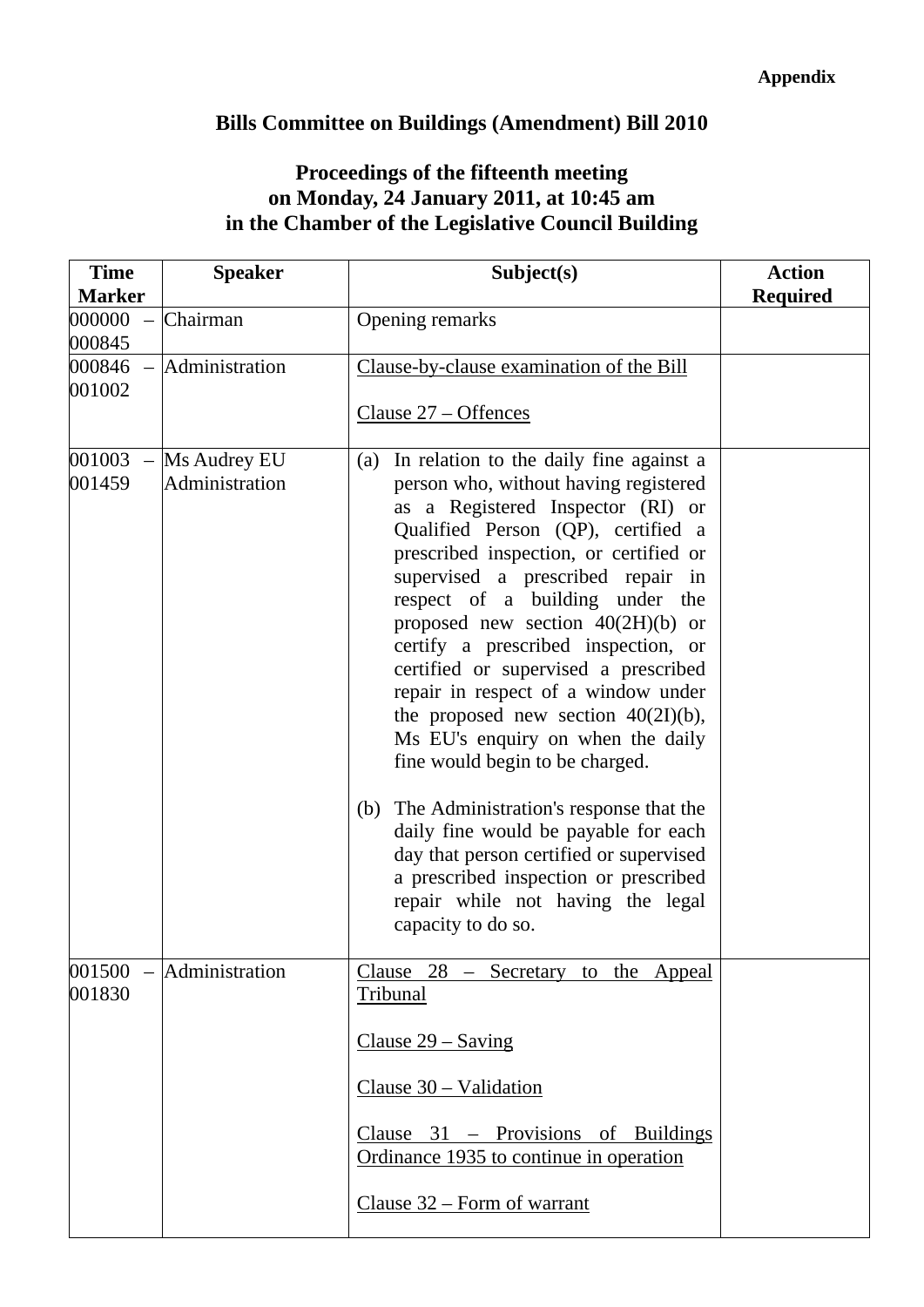**Appendix**

# Bills Committee on Buildings (Amendment) Bill 2010

## Proceedings of the fifteenth meeting on Monday, 24 January 2011, at 10:45 am in the Chamber of the Legislative Council Building

| Time Marker | Speaker | Subject(s) | Action Required |
|---|---|---|---|
| 000000 – 000845 | Chairman | Opening remarks | |
| 000846 – 001002 | Administration | Clause-by-clause examination of the Bill<br><br>Clause 27 – Offences | |
| 001003 – 001459 | Ms Audrey EU<br>Administration | (a) In relation to the daily fine against a person who, without having registered as a Registered Inspector (RI) or Qualified Person (QP), certified a prescribed inspection, or certified or supervised a prescribed repair in respect of a building under the proposed new section 40(2H)(b) or certify a prescribed inspection, or certified or supervised a prescribed repair in respect of a window under the proposed new section 40(2I)(b), Ms EU's enquiry on when the daily fine would begin to be charged.<br><br>(b) The Administration's response that the daily fine would be payable for each day that person certified or supervised a prescribed inspection or prescribed repair while not having the legal capacity to do so. | |
| 001500 – 001830 | Administration | Clause 28 – Secretary to the Appeal Tribunal<br><br>Clause 29 – Saving<br><br>Clause 30 – Validation<br><br>Clause 31 – Provisions of Buildings Ordinance 1935 to continue in operation<br><br>Clause 32 – Form of warrant | |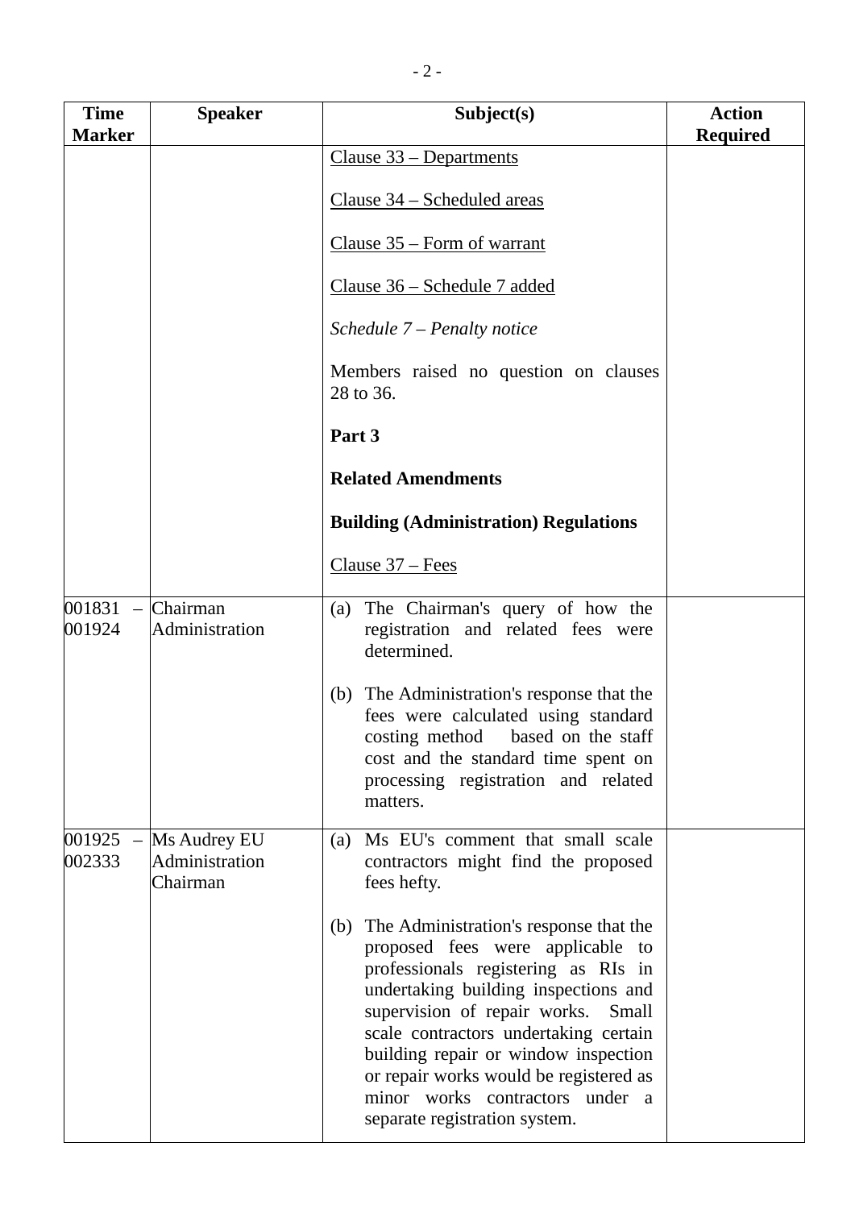| Time Marker | Speaker | Subject(s) | Action Required |
|---|---|---|---|
| | | Clause 33 – Departments<br><br>Clause 34 – Scheduled areas<br><br>Clause 35 – Form of warrant<br><br>Clause 36 – Schedule 7 added<br><br>*Schedule 7 – Penalty notice*<br><br>Members raised no question on clauses 28 to 36.<br><br>**Part 3**<br><br>**Related Amendments**<br><br>**Building (Administration) Regulations**<br><br>Clause 37 – Fees | |
| 001831 – 001924 | Chairman<br>Administration | (a) The Chairman's query of how the registration and related fees were determined.<br><br>(b) The Administration's response that the fees were calculated using standard costing method based on the staff cost and the standard time spent on processing registration and related matters. | |
| 001925 – 002333 | Ms Audrey EU<br>Administration<br>Chairman | (a) Ms EU's comment that small scale contractors might find the proposed fees hefty.<br><br>(b) The Administration's response that the proposed fees were applicable to professionals registering as RIs in undertaking building inspections and supervision of repair works. Small scale contractors undertaking certain building repair or window inspection or repair works would be registered as minor works contractors under a separate registration system. | |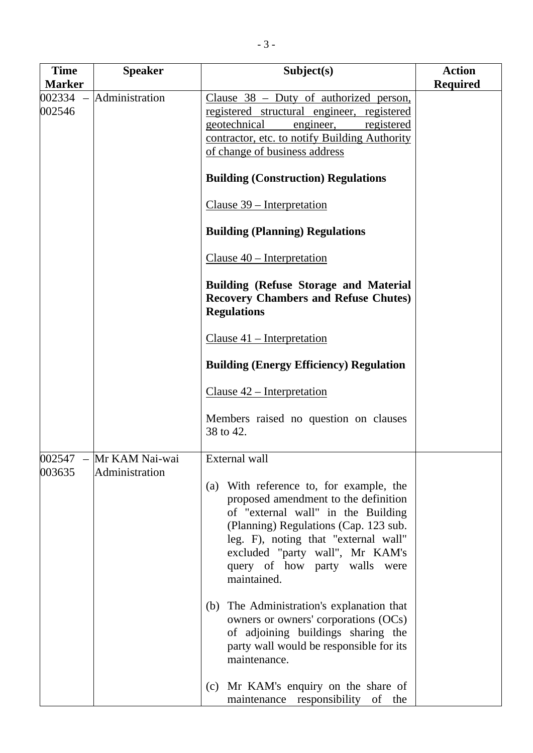| Time Marker | Speaker | Subject(s) | Action Required |
|---|---|---|---|
| 002334 – 002546 | Administration | Clause 38 – Duty of authorized person, registered structural engineer, registered geotechnical engineer, registered contractor, etc. to notify Building Authority of change of business address<br><br>**Building (Construction) Regulations**<br><br>Clause 39 – Interpretation<br><br>**Building (Planning) Regulations**<br><br>Clause 40 – Interpretation<br><br>**Building (Refuse Storage and Material Recovery Chambers and Refuse Chutes) Regulations**<br><br>Clause 41 – Interpretation<br><br>**Building (Energy Efficiency) Regulation**<br><br>Clause 42 – Interpretation<br><br>Members raised no question on clauses 38 to 42. | |
| 002547 – 003635 | Mr KAM Nai-wai<br>Administration | External wall<br><br>(a) With reference to, for example, the proposed amendment to the definition of "external wall" in the Building (Planning) Regulations (Cap. 123 sub. leg. F), noting that "external wall" excluded "party wall", Mr KAM's query of how party walls were maintained.<br><br>(b) The Administration's explanation that owners or owners' corporations (OCs) of adjoining buildings sharing the party wall would be responsible for its maintenance.<br><br>(c) Mr KAM's enquiry on the share of maintenance responsibility of the | |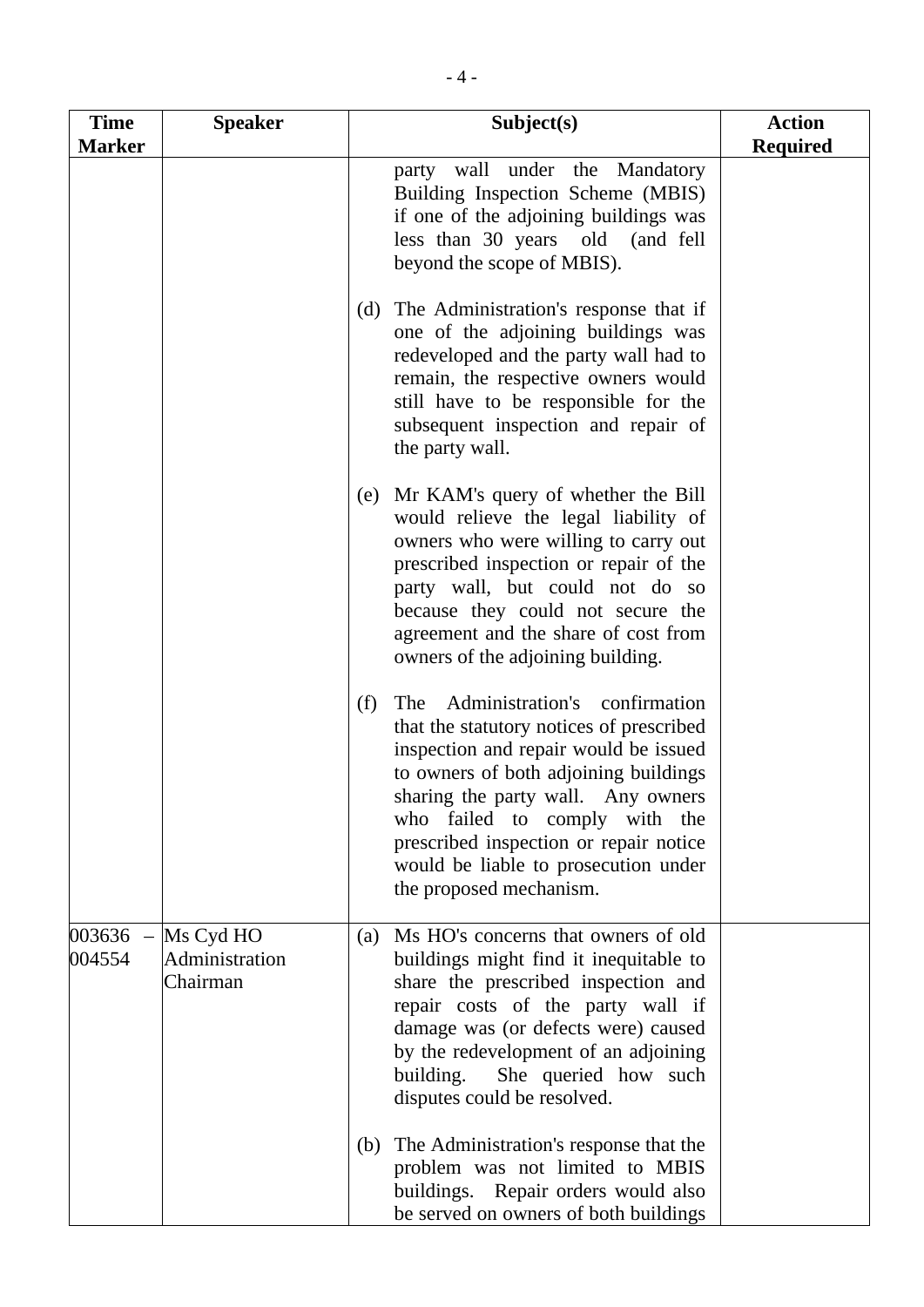| Time Marker | Speaker | Subject(s) | Action Required |
|---|---|---|---|
| | | party wall under the Mandatory Building Inspection Scheme (MBIS) if one of the adjoining buildings was less than 30 years old (and fell beyond the scope of MBIS).<br><br>(d) The Administration's response that if one of the adjoining buildings was redeveloped and the party wall had to remain, the respective owners would still have to be responsible for the subsequent inspection and repair of the party wall.<br><br>(e) Mr KAM's query of whether the Bill would relieve the legal liability of owners who were willing to carry out prescribed inspection or repair of the party wall, but could not do so because they could not secure the agreement and the share of cost from owners of the adjoining building.<br><br>(f) The Administration's confirmation that the statutory notices of prescribed inspection and repair would be issued to owners of both adjoining buildings sharing the party wall. Any owners who failed to comply with the prescribed inspection or repair notice would be liable to prosecution under the proposed mechanism. | |
| 003636 – 004554 | Ms Cyd HO<br>Administration<br>Chairman | (a) Ms HO's concerns that owners of old buildings might find it inequitable to share the prescribed inspection and repair costs of the party wall if damage was (or defects were) caused by the redevelopment of an adjoining building. She queried how such disputes could be resolved.<br><br>(b) The Administration's response that the problem was not limited to MBIS buildings. Repair orders would also be served on owners of both buildings | |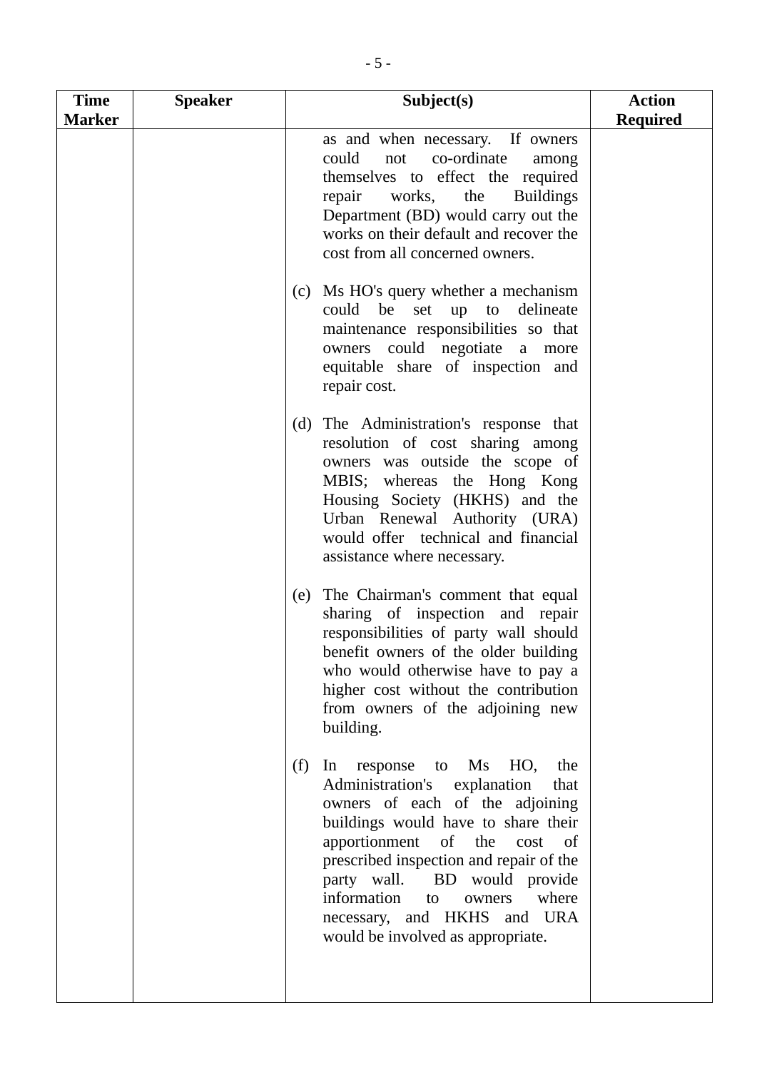| Time Marker | Speaker | Subject(s) | Action Required |
|---|---|---|---|
| | | as and when necessary. If owners could not co-ordinate among themselves to effect the required repair works, the Buildings Department (BD) would carry out the works on their default and recover the cost from all concerned owners.<br><br>(c) Ms HO's query whether a mechanism could be set up to delineate maintenance responsibilities so that owners could negotiate a more equitable share of inspection and repair cost.<br><br>(d) The Administration's response that resolution of cost sharing among owners was outside the scope of MBIS; whereas the Hong Kong Housing Society (HKHS) and the Urban Renewal Authority (URA) would offer technical and financial assistance where necessary.<br><br>(e) The Chairman's comment that equal sharing of inspection and repair responsibilities of party wall should benefit owners of the older building who would otherwise have to pay a higher cost without the contribution from owners of the adjoining new building.<br><br>(f) In response to Ms HO, the Administration's explanation that owners of each of the adjoining buildings would have to share their apportionment of the cost of prescribed inspection and repair of the party wall. BD would provide information to owners where necessary, and HKHS and URA would be involved as appropriate. | |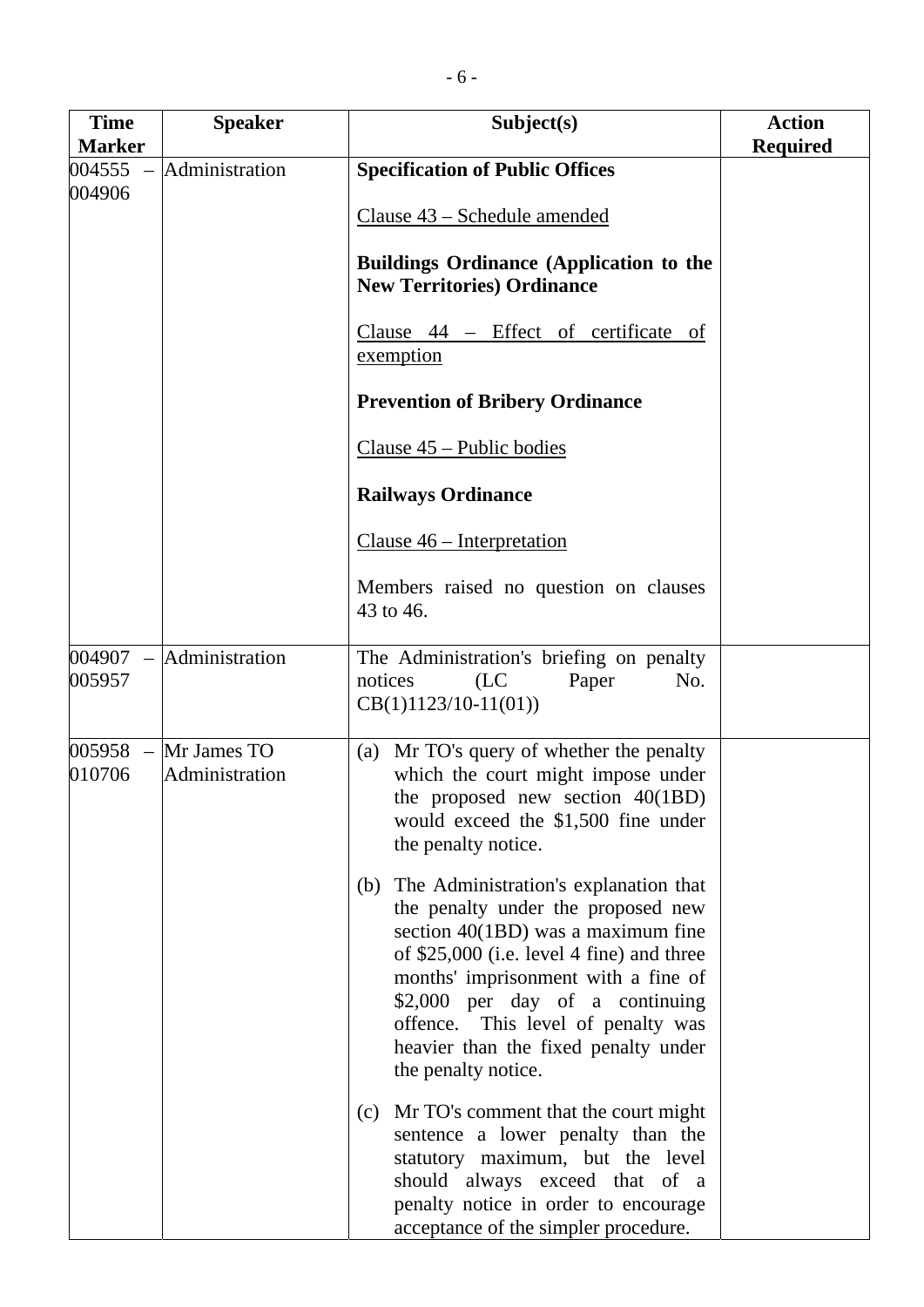| Time Marker | Speaker | Subject(s) | Action Required |
|---|---|---|---|
| 004555 – 004906 | Administration | **Specification of Public Offices**<br><br><u>Clause 43 – Schedule amended</u><br><br>**Buildings Ordinance (Application to the New Territories) Ordinance**<br><br><u>Clause 44 – Effect of certificate of exemption</u><br><br>**Prevention of Bribery Ordinance**<br><br><u>Clause 45 – Public bodies</u><br><br>**Railways Ordinance**<br><br><u>Clause 46 – Interpretation</u><br><br>Members raised no question on clauses 43 to 46. | |
| 004907 – 005957 | Administration | The Administration's briefing on penalty notices (LC Paper No. CB(1)1123/10-11(01)) | |
| 005958 – 010706 | Mr James TO<br>Administration | (a) Mr TO's query of whether the penalty which the court might impose under the proposed new section 40(1BD) would exceed the $1,500 fine under the penalty notice.<br><br>(b) The Administration's explanation that the penalty under the proposed new section 40(1BD) was a maximum fine of $25,000 (i.e. level 4 fine) and three months' imprisonment with a fine of $2,000 per day of a continuing offence. This level of penalty was heavier than the fixed penalty under the penalty notice.<br><br>(c) Mr TO's comment that the court might sentence a lower penalty than the statutory maximum, but the level should always exceed that of a penalty notice in order to encourage acceptance of the simpler procedure. | |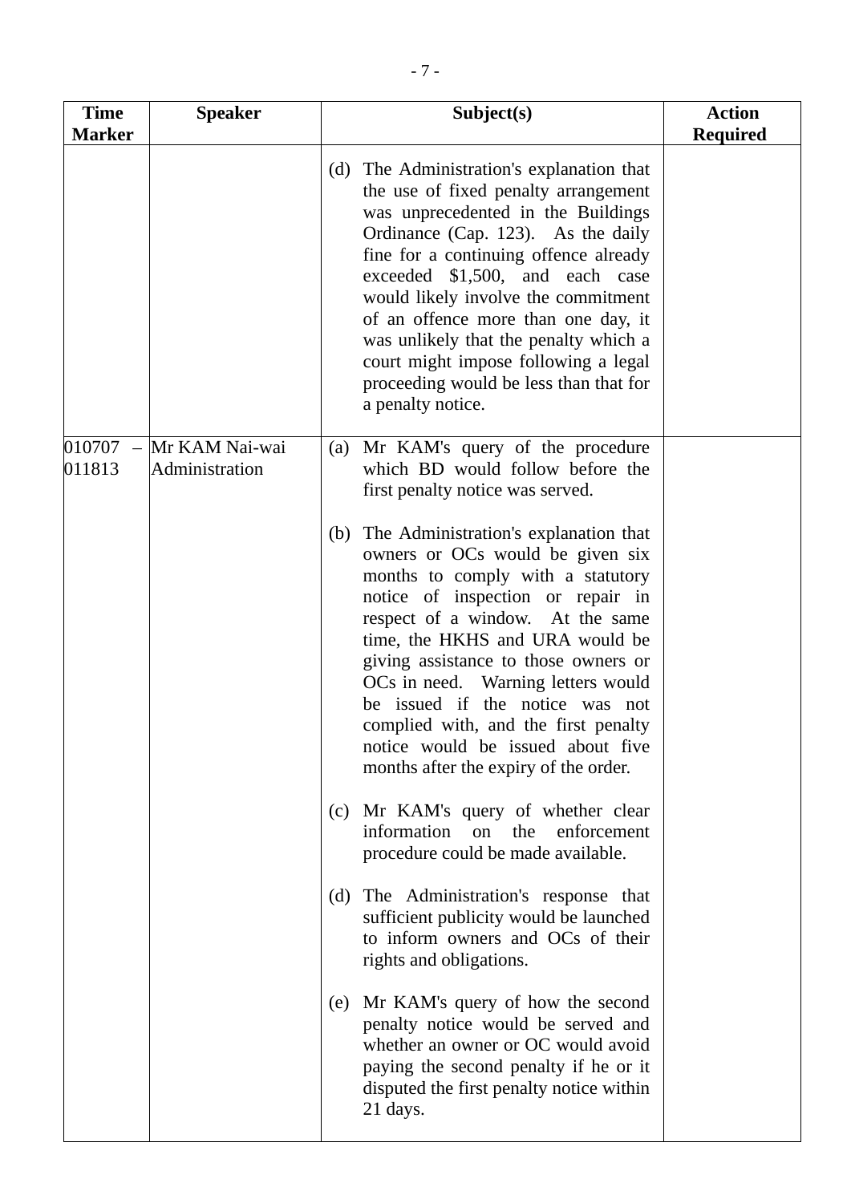| Time Marker | Speaker | Subject(s) | Action Required |
|---|---|---|---|
| | | (d) The Administration's explanation that the use of fixed penalty arrangement was unprecedented in the Buildings Ordinance (Cap. 123). As the daily fine for a continuing offence already exceeded $1,500, and each case would likely involve the commitment of an offence more than one day, it was unlikely that the penalty which a court might impose following a legal proceeding would be less than that for a penalty notice. | |
| 010707 – 011813 | Mr KAM Nai-wai<br>Administration | (a) Mr KAM's query of the procedure which BD would follow before the first penalty notice was served.<br><br>(b) The Administration's explanation that owners or OCs would be given six months to comply with a statutory notice of inspection or repair in respect of a window. At the same time, the HKHS and URA would be giving assistance to those owners or OCs in need. Warning letters would be issued if the notice was not complied with, and the first penalty notice would be issued about five months after the expiry of the order.<br><br>(c) Mr KAM's query of whether clear information on the enforcement procedure could be made available.<br><br>(d) The Administration's response that sufficient publicity would be launched to inform owners and OCs of their rights and obligations.<br><br>(e) Mr KAM's query of how the second penalty notice would be served and whether an owner or OC would avoid paying the second penalty if he or it disputed the first penalty notice within 21 days. | |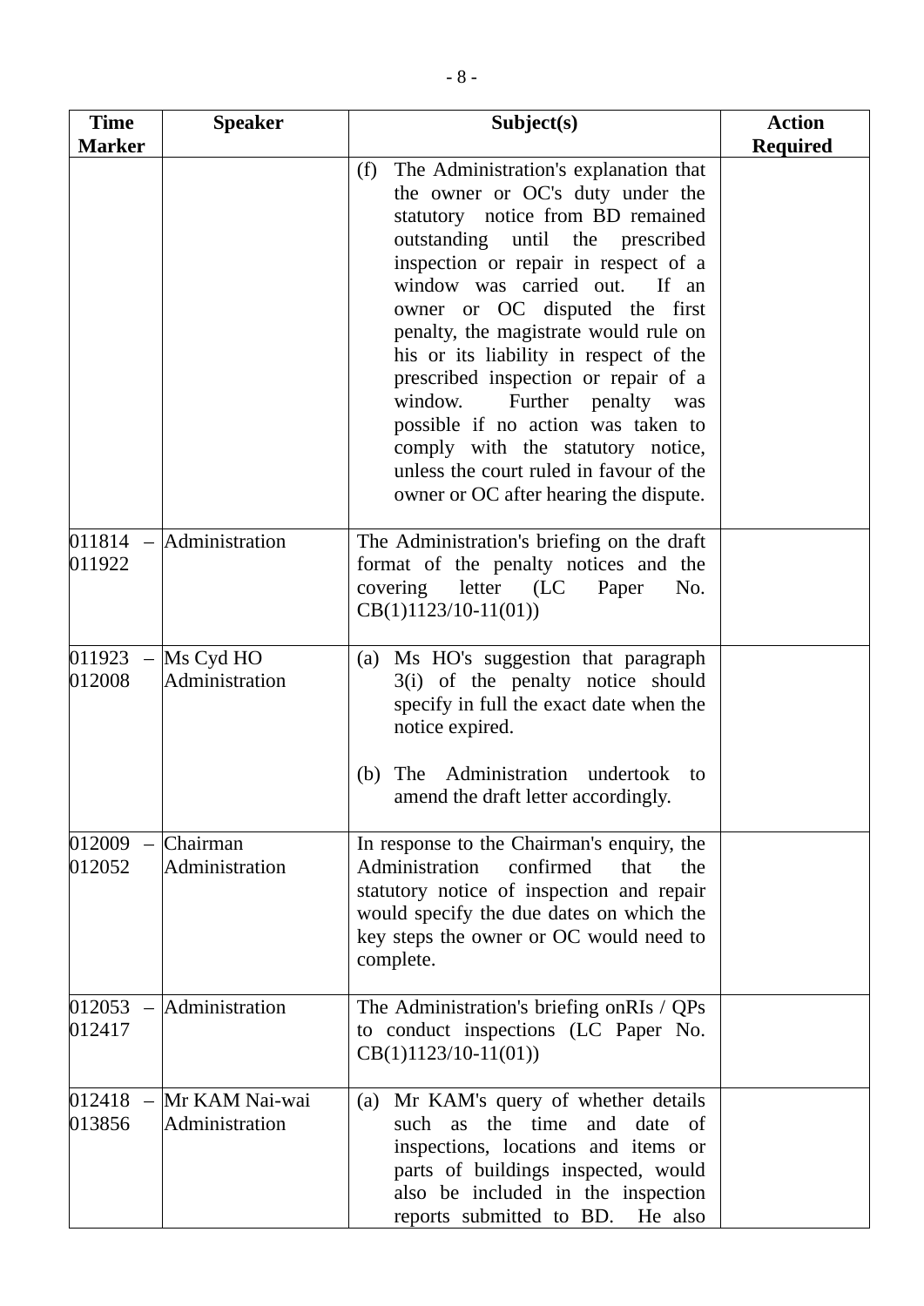| Time Marker | Speaker | Subject(s) | Action Required |
|---|---|---|---|
| | | (f) The Administration's explanation that the owner or OC's duty under the statutory notice from BD remained outstanding until the prescribed inspection or repair in respect of a window was carried out. If an owner or OC disputed the first penalty, the magistrate would rule on his or its liability in respect of the prescribed inspection or repair of a window. Further penalty was possible if no action was taken to comply with the statutory notice, unless the court ruled in favour of the owner or OC after hearing the dispute. | |
| 011814 – 011922 | Administration | The Administration's briefing on the draft format of the penalty notices and the covering letter (LC Paper No. CB(1)1123/10-11(01)) | |
| 011923 – 012008 | Ms Cyd HO Administration | (a) Ms HO's suggestion that paragraph 3(i) of the penalty notice should specify in full the exact date when the notice expired.<br><br>(b) The Administration undertook to amend the draft letter accordingly. | |
| 012009 – 012052 | Chairman Administration | In response to the Chairman's enquiry, the Administration confirmed that the statutory notice of inspection and repair would specify the due dates on which the key steps the owner or OC would need to complete. | |
| 012053 – 012417 | Administration | The Administration's briefing onRIs / QPs to conduct inspections (LC Paper No. CB(1)1123/10-11(01)) | |
| 012418 – 013856 | Mr KAM Nai-wai Administration | (a) Mr KAM's query of whether details such as the time and date of inspections, locations and items or parts of buildings inspected, would also be included in the inspection reports submitted to BD. He also | |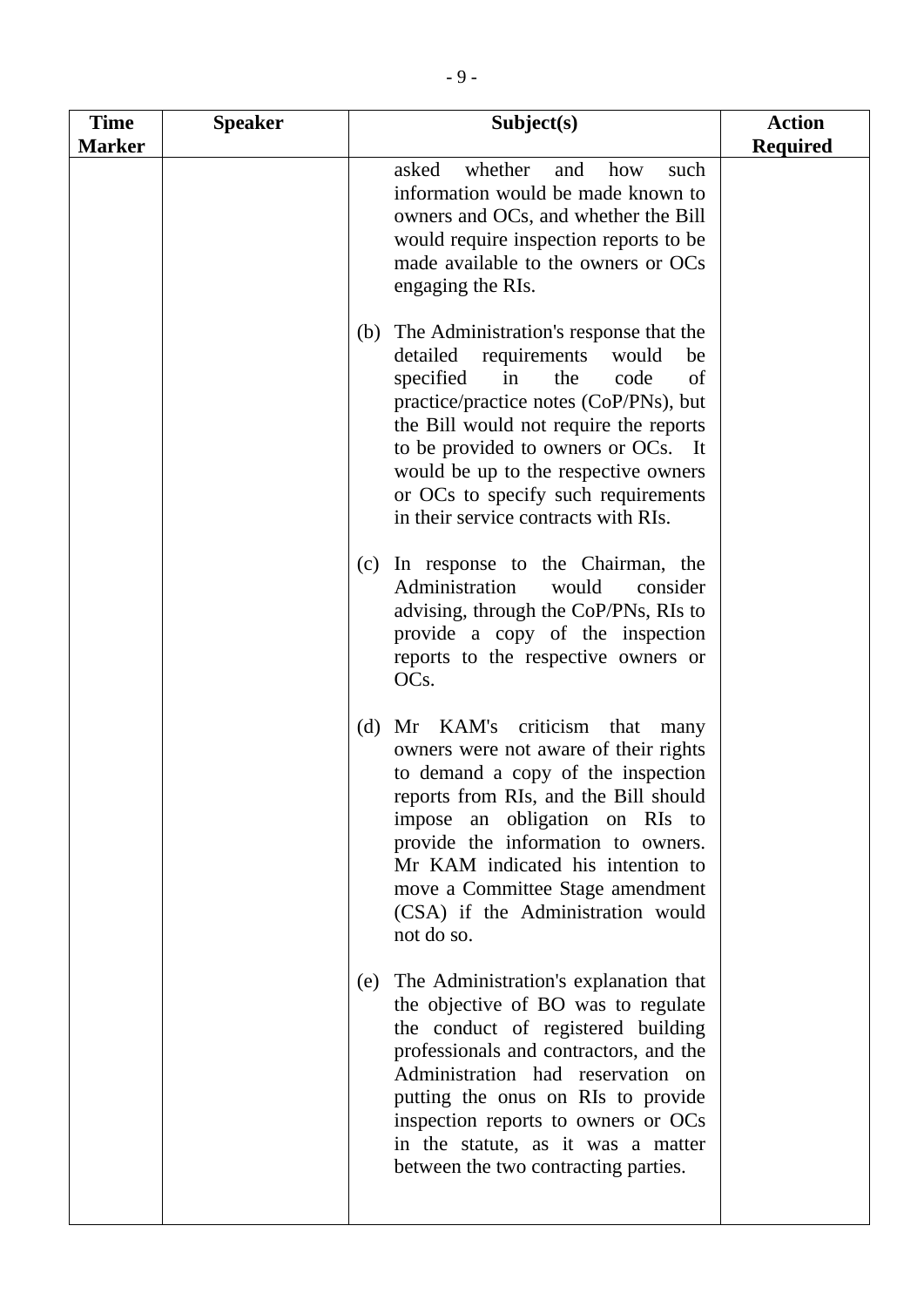| Time Marker | Speaker | Subject(s) | Action Required |
|---|---|---|---|
| | | asked whether and how such information would be made known to owners and OCs, and whether the Bill would require inspection reports to be made available to the owners or OCs engaging the RIs.<br><br>(b) The Administration's response that the detailed requirements would be specified in the code of practice/practice notes (CoP/PNs), but the Bill would not require the reports to be provided to owners or OCs. It would be up to the respective owners or OCs to specify such requirements in their service contracts with RIs.<br><br>(c) In response to the Chairman, the Administration would consider advising, through the CoP/PNs, RIs to provide a copy of the inspection reports to the respective owners or OCs.<br><br>(d) Mr KAM's criticism that many owners were not aware of their rights to demand a copy of the inspection reports from RIs, and the Bill should impose an obligation on RIs to provide the information to owners. Mr KAM indicated his intention to move a Committee Stage amendment (CSA) if the Administration would not do so.<br><br>(e) The Administration's explanation that the objective of BO was to regulate the conduct of registered building professionals and contractors, and the Administration had reservation on putting the onus on RIs to provide inspection reports to owners or OCs in the statute, as it was a matter between the two contracting parties. | |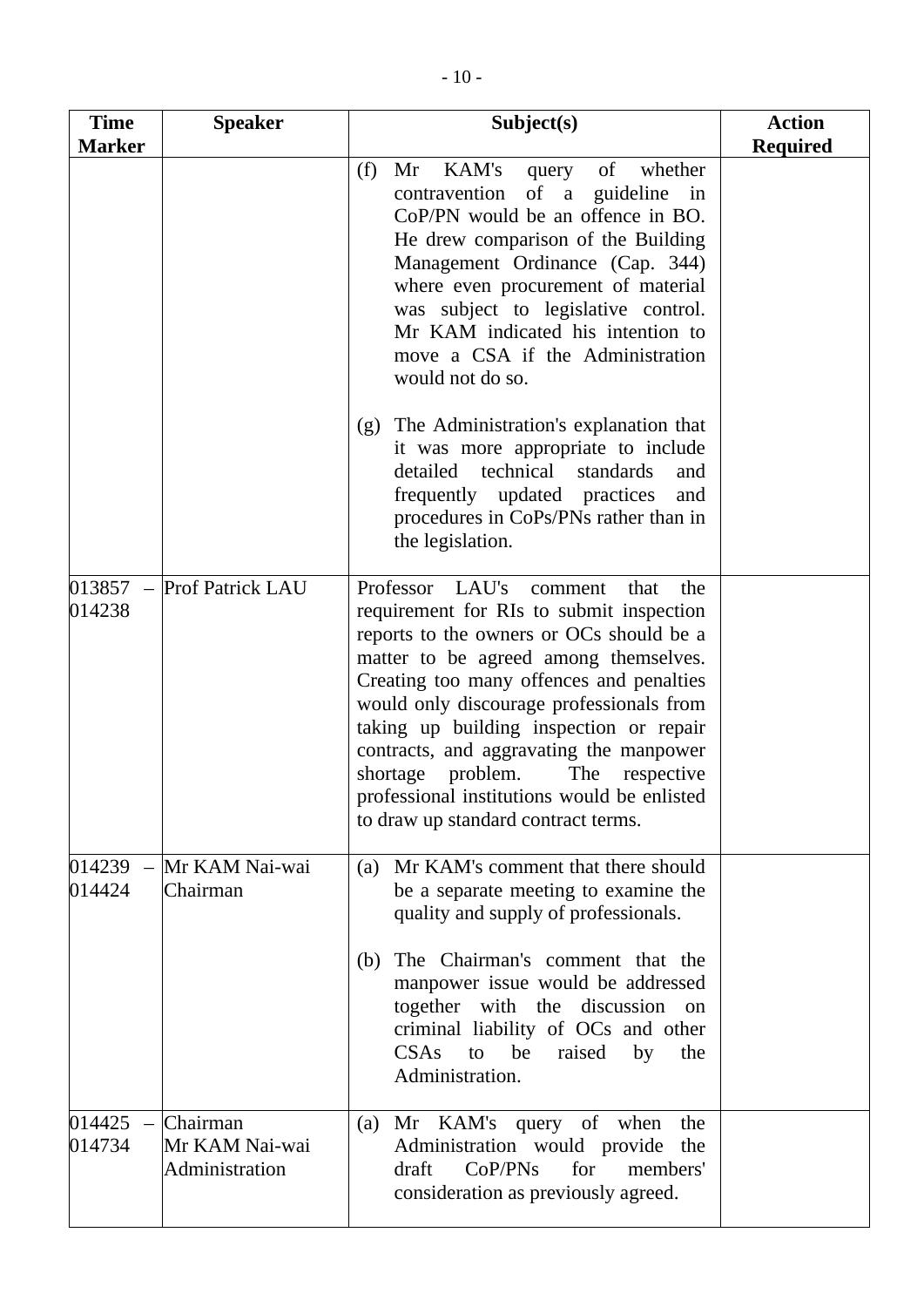| Time Marker | Speaker | Subject(s) | Action Required |
|---|---|---|---|
| | | (f) Mr KAM's query of whether contravention of a guideline in CoP/PN would be an offence in BO. He drew comparison of the Building Management Ordinance (Cap. 344) where even procurement of material was subject to legislative control. Mr KAM indicated his intention to move a CSA if the Administration would not do so.<br><br>(g) The Administration's explanation that it was more appropriate to include detailed technical standards and frequently updated practices and procedures in CoPs/PNs rather than in the legislation. | |
| 013857 – 014238 | Prof Patrick LAU | Professor LAU's comment that the requirement for RIs to submit inspection reports to the owners or OCs should be a matter to be agreed among themselves. Creating too many offences and penalties would only discourage professionals from taking up building inspection or repair contracts, and aggravating the manpower shortage problem. The respective professional institutions would be enlisted to draw up standard contract terms. | |
| 014239 – 014424 | Mr KAM Nai-wai<br>Chairman | (a) Mr KAM's comment that there should be a separate meeting to examine the quality and supply of professionals.<br><br>(b) The Chairman's comment that the manpower issue would be addressed together with the discussion on criminal liability of OCs and other CSAs to be raised by the Administration. | |
| 014425 – 014734 | Chairman<br>Mr KAM Nai-wai<br>Administration | (a) Mr KAM's query of when the Administration would provide the draft CoP/PNs for members' consideration as previously agreed. | |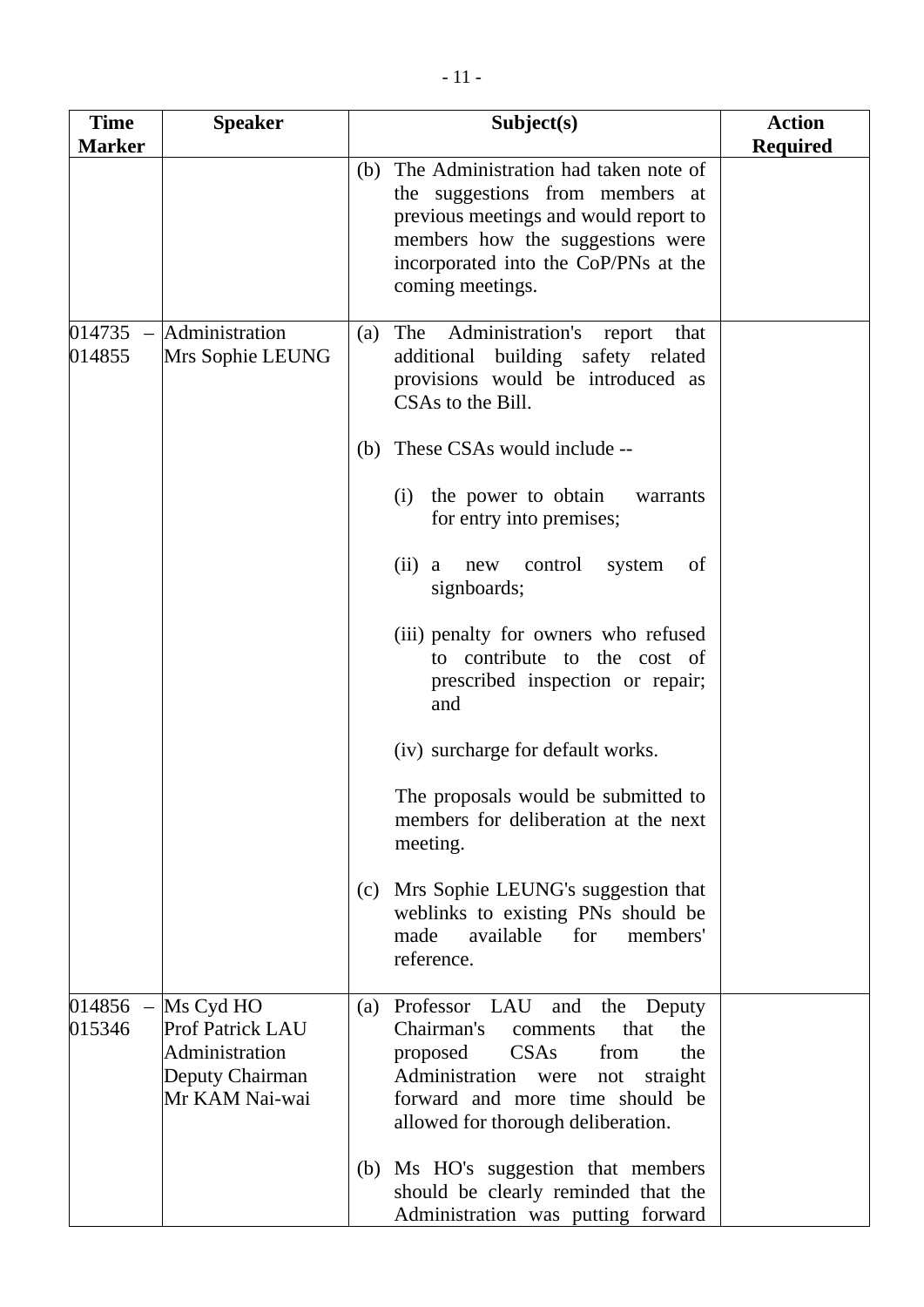| Time Marker | Speaker | Subject(s) | Action Required |
|---|---|---|---|
| | | (b) The Administration had taken note of the suggestions from members at previous meetings and would report to members how the suggestions were incorporated into the CoP/PNs at the coming meetings. | |
| 014735 – 014855 | Administration<br>Mrs Sophie LEUNG | (a) The Administration's report that additional building safety related provisions would be introduced as CSAs to the Bill.<br><br>(b) These CSAs would include --<br><br>(i) the power to obtain warrants for entry into premises;<br><br>(ii) a new control system of signboards;<br><br>(iii) penalty for owners who refused to contribute to the cost of prescribed inspection or repair; and<br><br>(iv) surcharge for default works.<br><br>The proposals would be submitted to members for deliberation at the next meeting.<br><br>(c) Mrs Sophie LEUNG's suggestion that weblinks to existing PNs should be made available for members' reference. | |
| 014856 – 015346 | Ms Cyd HO<br>Prof Patrick LAU<br>Administration<br>Deputy Chairman<br>Mr KAM Nai-wai | (a) Professor LAU and the Deputy Chairman's comments that the proposed CSAs from the Administration were not straight forward and more time should be allowed for thorough deliberation.<br><br>(b) Ms HO's suggestion that members should be clearly reminded that the Administration was putting forward | |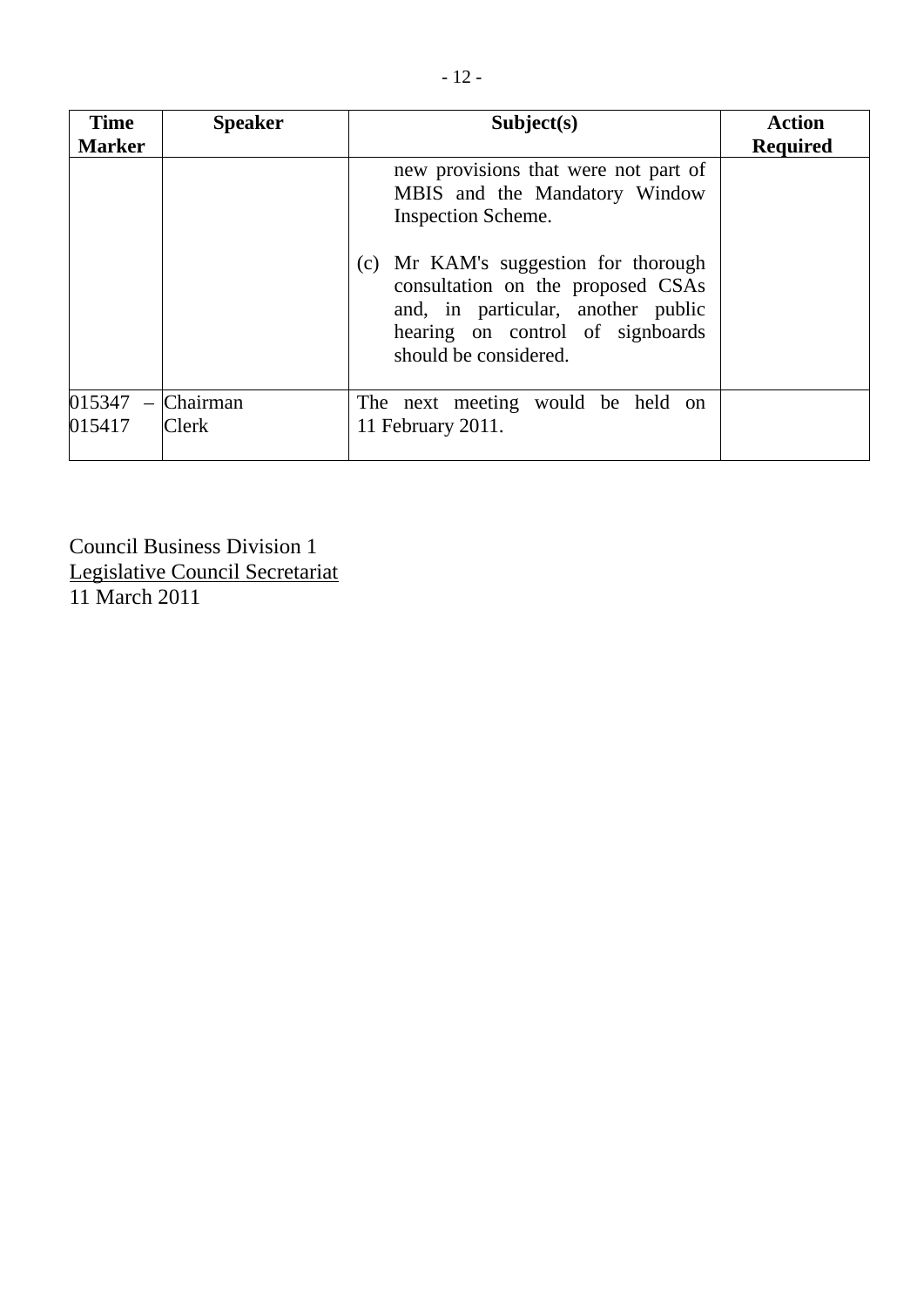| Time Marker | Speaker | Subject(s) | Action Required |
|---|---|---|---|
| | | new provisions that were not part of MBIS and the Mandatory Window Inspection Scheme.<br><br>(c) Mr KAM's suggestion for thorough consultation on the proposed CSAs and, in particular, another public hearing on control of signboards should be considered. | |
| 015347 – 015417 | Chairman<br>Clerk | The next meeting would be held on 11 February 2011. | |

Council Business Division 1
Legislative Council Secretariat
11 March 2011